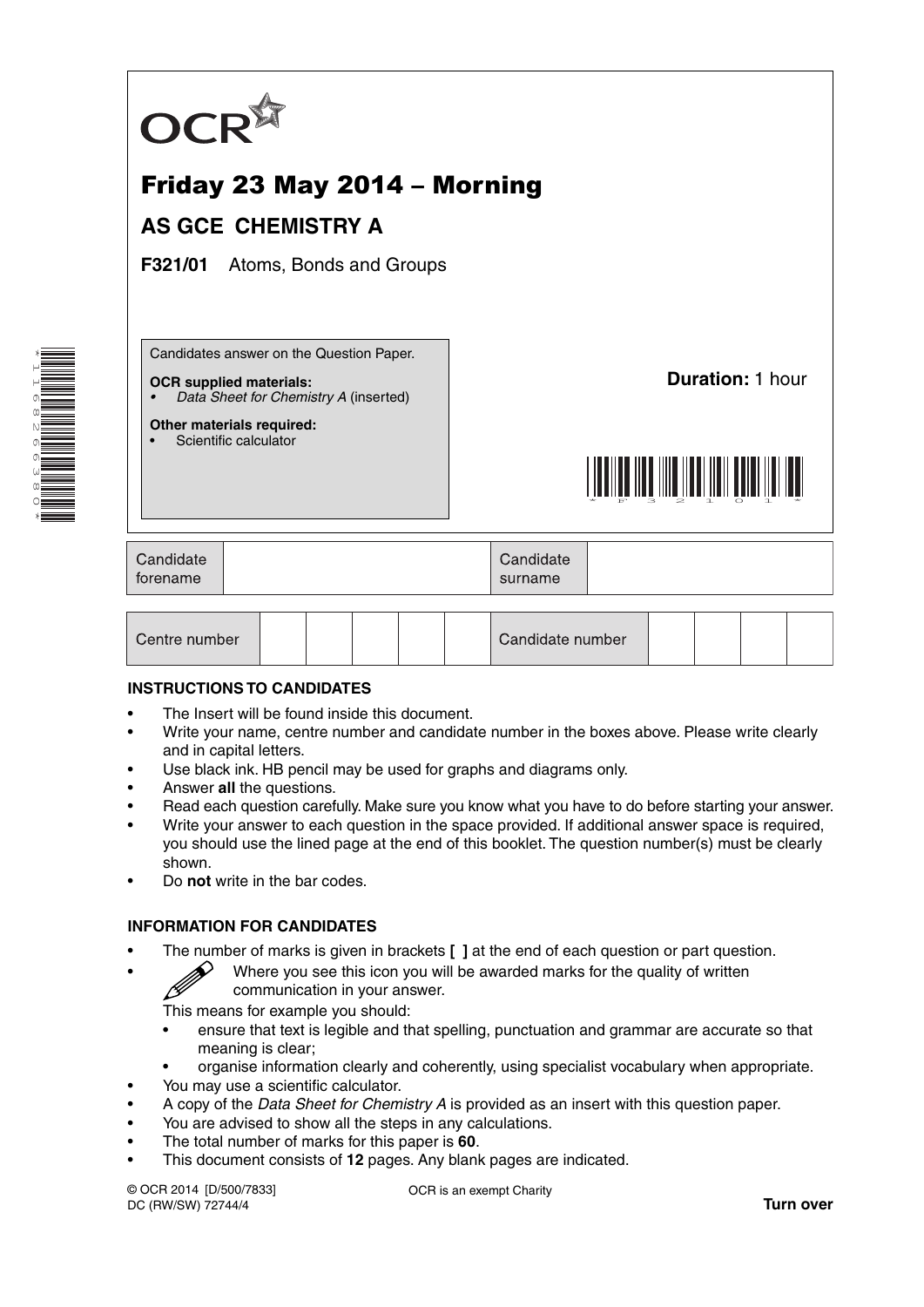OCR

# Friday 23 May 2014 – Morning

## AS GCE CHEMISTRY A

**F321/01** Atoms, Bonds and Groups

Candidates answer on the Question Paper.

**OCR supplied materials:**
- *Data Sheet for Chemistry A* (inserted)

**Other materials required:**
- Scientific calculator

**Duration:** 1 hour

| Candidate forename | | Candidate surname | |
|---|---|---|---|

| Centre number | | | | | | Candidate number | | | | |
|---|---|---|---|---|---|---|---|---|---|---|

### INSTRUCTIONS TO CANDIDATES

- The Insert will be found inside this document.
- Write your name, centre number and candidate number in the boxes above. Please write clearly and in capital letters.
- Use black ink. HB pencil may be used for graphs and diagrams only.
- Answer **all** the questions.
- Read each question carefully. Make sure you know what you have to do before starting your answer.
- Write your answer to each question in the space provided. If additional answer space is required, you should use the lined page at the end of this booklet. The question number(s) must be clearly shown.
- Do **not** write in the bar codes.

### INFORMATION FOR CANDIDATES

- The number of marks is given in brackets **[ ]** at the end of each question or part question.
- Where you see this icon you will be awarded marks for the quality of written communication in your answer.

  This means for example you should:
  - ensure that text is legible and that spelling, punctuation and grammar are accurate so that meaning is clear;
  - organise information clearly and coherently, using specialist vocabulary when appropriate.
- You may use a scientific calculator.
- A copy of the *Data Sheet for Chemistry A* is provided as an insert with this question paper.
- You are advised to show all the steps in any calculations.
- The total number of marks for this paper is **60**.
- This document consists of **12** pages. Any blank pages are indicated.

© OCR 2014 [D/500/7833]
DC (RW/SW) 72744/4

OCR is an exempt Charity

**Turn over**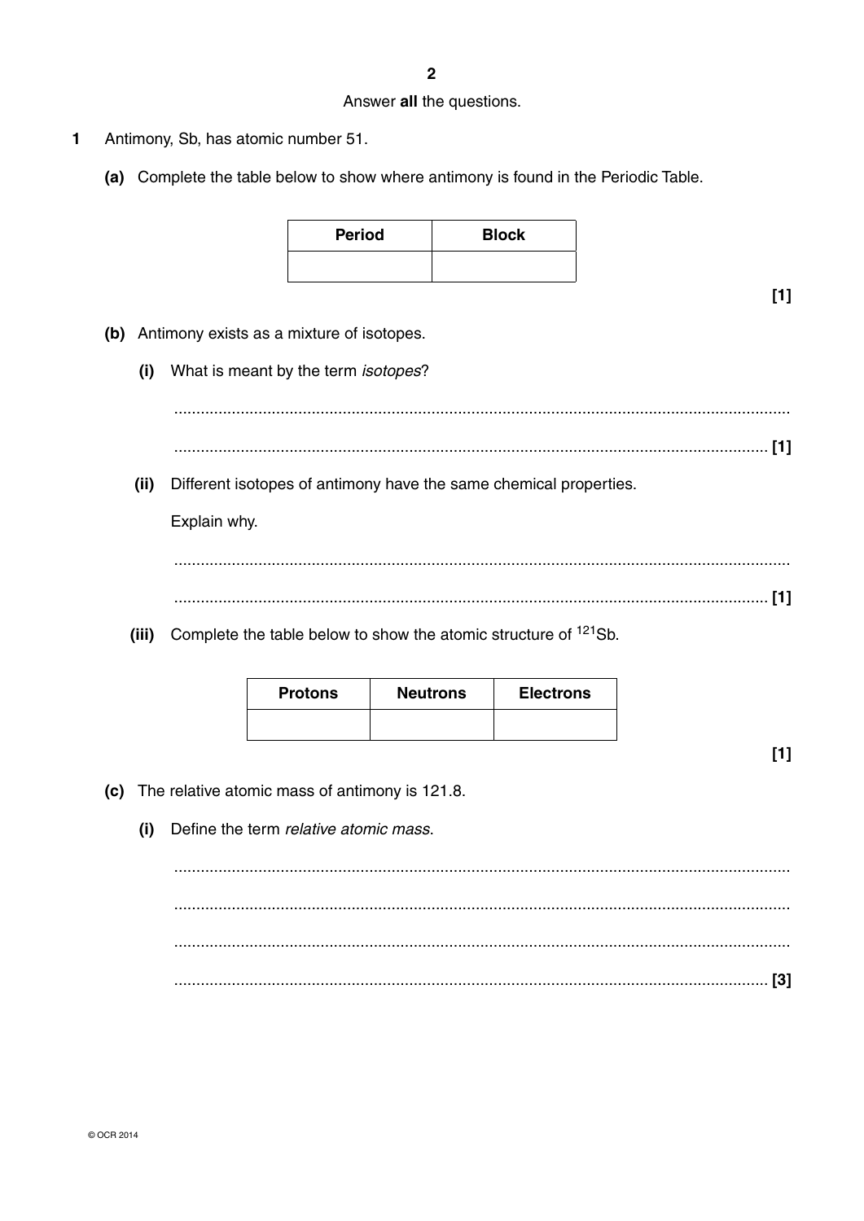Answer **all** the questions.

**1** Antimony, Sb, has atomic number 51.

**(a)** Complete the table below to show where antimony is found in the Periodic Table.

| Period | Block |
|---|---|
| | |

**[1]**

**(b)** Antimony exists as a mixture of isotopes.

**(i)** What is meant by the term *isotopes*?

.......................................................................................................................................

....................................................................................................................................... **[1]**

**(ii)** Different isotopes of antimony have the same chemical properties.

Explain why.

.......................................................................................................................................

....................................................................................................................................... **[1]**

**(iii)** Complete the table below to show the atomic structure of $^{121}Sb$.

| Protons | Neutrons | Electrons |
|---|---|---|
| | | |

**[1]**

**(c)** The relative atomic mass of antimony is 121.8.

**(i)** Define the term *relative atomic mass*.

.......................................................................................................................................

.......................................................................................................................................

.......................................................................................................................................

....................................................................................................................................... **[3]**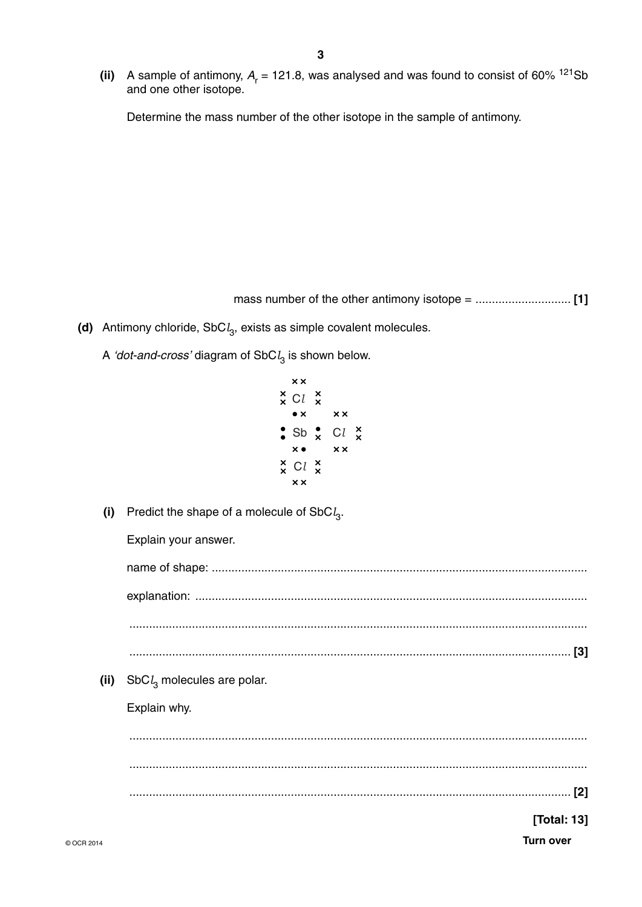**(ii)** A sample of antimony, $A_r$ = 121.8, was analysed and was found to consist of 60% $^{121}Sb$ and one other isotope.

Determine the mass number of the other isotope in the sample of antimony.

mass number of the other antimony isotope = ............................ **[1]**

**(d)** Antimony chloride, $SbCl_3$, exists as simple covalent molecules.

A *'dot-and-cross'* diagram of $SbCl_3$ is shown below.

```
     ××
    × Cl ×
    ×    ×
     •×       ××
   • Sb •   Cl ×
   •    ×       ×
     ×•       ××
    × Cl ×
    ×    ×
     ××
```

**(i)** Predict the shape of a molecule of $SbCl_3$.

Explain your answer.

name of shape: ..................................................................................................................

explanation: ......................................................................................................................

..........................................................................................................................................

.......................................................................................................................................... **[3]**

**(ii)** $SbCl_3$ molecules are polar.

Explain why.

..........................................................................................................................................

..........................................................................................................................................

.......................................................................................................................................... **[2]**

**[Total: 13]**

Turn over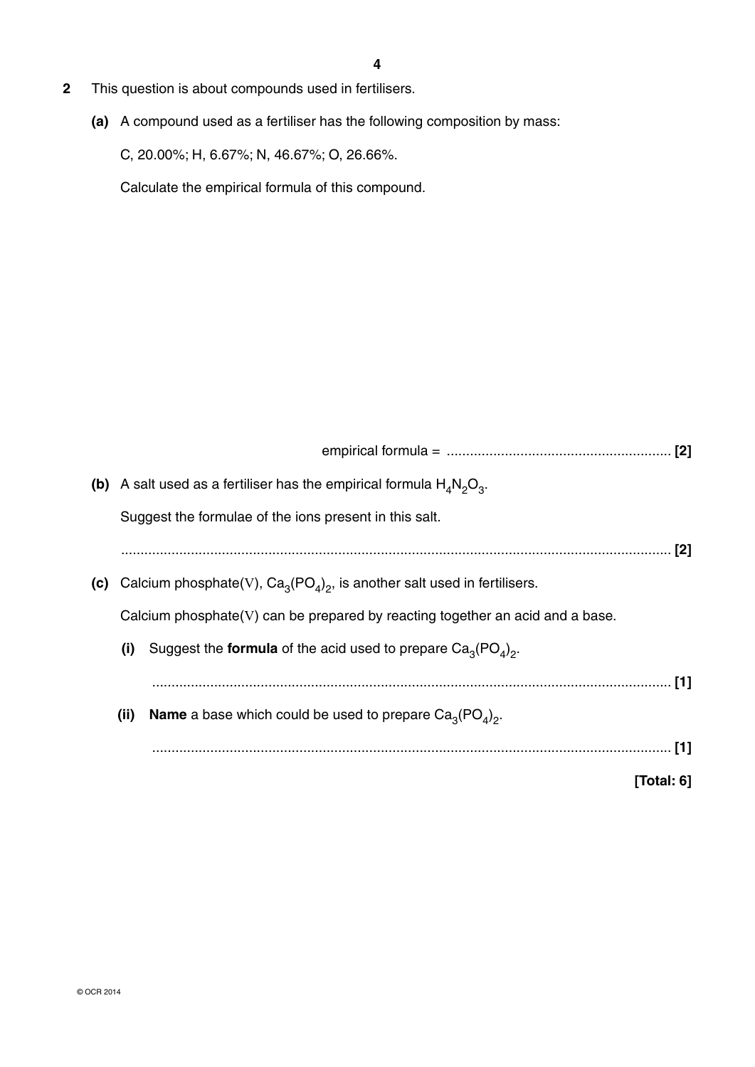**2** This question is about compounds used in fertilisers.

**(a)** A compound used as a fertiliser has the following composition by mass:

C, 20.00%; H, 6.67%; N, 46.67%; O, 26.66%.

Calculate the empirical formula of this compound.

empirical formula = ........................................................... **[2]**

**(b)** A salt used as a fertiliser has the empirical formula $H_4N_2O_3$.

Suggest the formulae of the ions present in this salt.

............................................................................................................................................ **[2]**

**(c)** Calcium phosphate(V), $Ca_3(PO_4)_2$, is another salt used in fertilisers.

Calcium phosphate(V) can be prepared by reacting together an acid and a base.

**(i)** Suggest the **formula** of the acid used to prepare $Ca_3(PO_4)_2$.

...................................................................................................................................... **[1]**

**(ii)** **Name** a base which could be used to prepare $Ca_3(PO_4)_2$.

...................................................................................................................................... **[1]**

**[Total: 6]**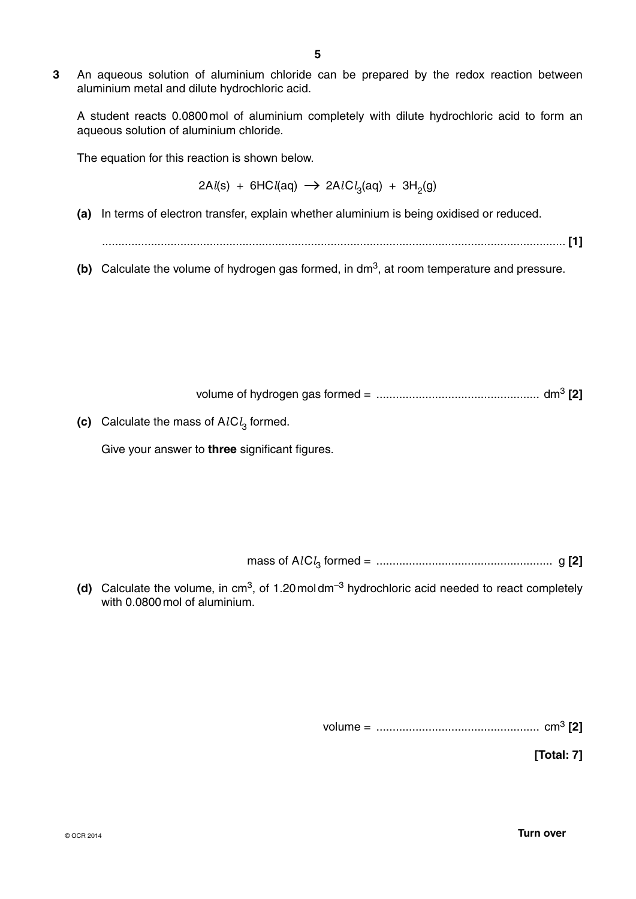**3** An aqueous solution of aluminium chloride can be prepared by the redox reaction between aluminium metal and dilute hydrochloric acid.

A student reacts 0.0800 mol of aluminium completely with dilute hydrochloric acid to form an aqueous solution of aluminium chloride.

The equation for this reaction is shown below.

$$2Al(s) + 6HCl(aq) \rightarrow 2AlCl_3(aq) + 3H_2(g)$$

**(a)** In terms of electron transfer, explain whether aluminium is being oxidised or reduced.

............................................................................................................................................ **[1]**

**(b)** Calculate the volume of hydrogen gas formed, in $dm^3$, at room temperature and pressure.

volume of hydrogen gas formed = .................................................. $dm^3$ **[2]**

**(c)** Calculate the mass of $AlCl_3$ formed.

Give your answer to **three** significant figures.

mass of $AlCl_3$ formed = ..................................................... g **[2]**

**(d)** Calculate the volume, in $cm^3$, of 1.20 mol $dm^{-3}$ hydrochloric acid needed to react completely with 0.0800 mol of aluminium.

volume = .................................................. $cm^3$ **[2]**

**[Total: 7]**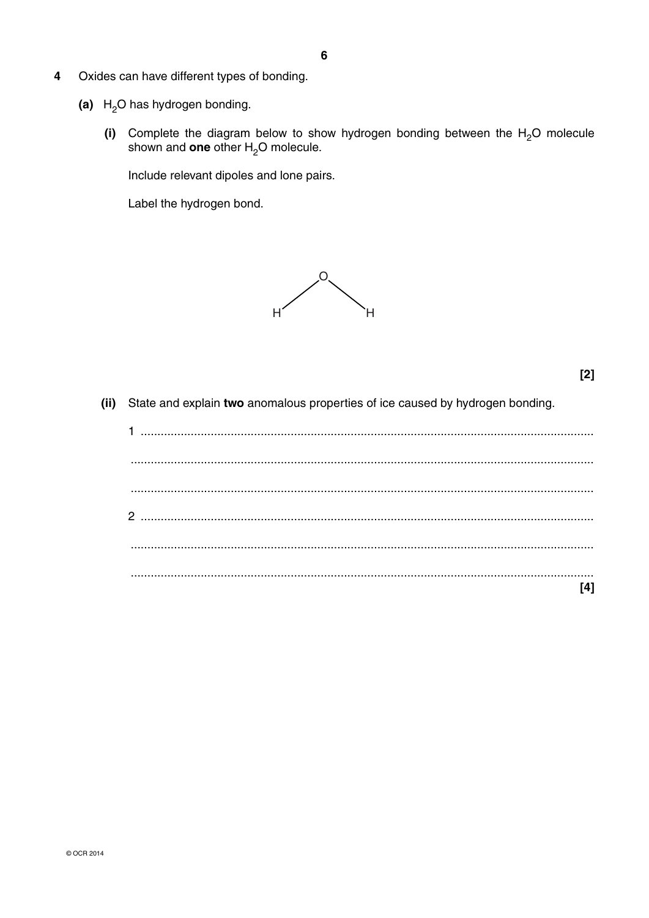**4** Oxides can have different types of bonding.

**(a)** $H_2O$ has hydrogen bonding.

**(i)** Complete the diagram below to show hydrogen bonding between the $H_2O$ molecule shown and **one** other $H_2O$ molecule.

Include relevant dipoles and lone pairs.

Label the hydrogen bond.

```
      O
    /   \
   H     H
```

**[2]**

**(ii)** State and explain **two** anomalous properties of ice caused by hydrogen bonding.

1 ..........................................................................................................................

..........................................................................................................................

..........................................................................................................................

2 ..........................................................................................................................

..........................................................................................................................

.......................................................................................................................... **[4]**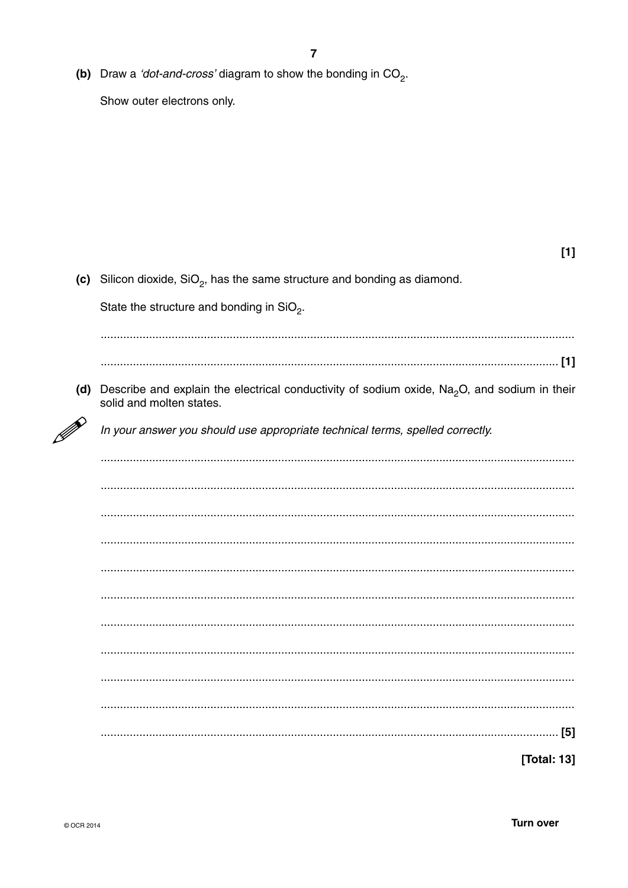**(b)** Draw a *'dot-and-cross'* diagram to show the bonding in $CO_2$.

Show outer electrons only.

[1]

**(c)** Silicon dioxide, $SiO_2$, has the same structure and bonding as diamond.

State the structure and bonding in $SiO_2$.

..........................................................................................................................................

.......................................................................................................................................... [1]

**(d)** Describe and explain the electrical conductivity of sodium oxide, $Na_2O$, and sodium in their solid and molten states.

*In your answer you should use appropriate technical terms, spelled correctly.*

..........................................................................................................................................

..........................................................................................................................................

..........................................................................................................................................

..........................................................................................................................................

..........................................................................................................................................

..........................................................................................................................................

..........................................................................................................................................

..........................................................................................................................................

..........................................................................................................................................

..........................................................................................................................................

.......................................................................................................................................... [5]

**[Total: 13]**

© OCR 2014

**Turn over**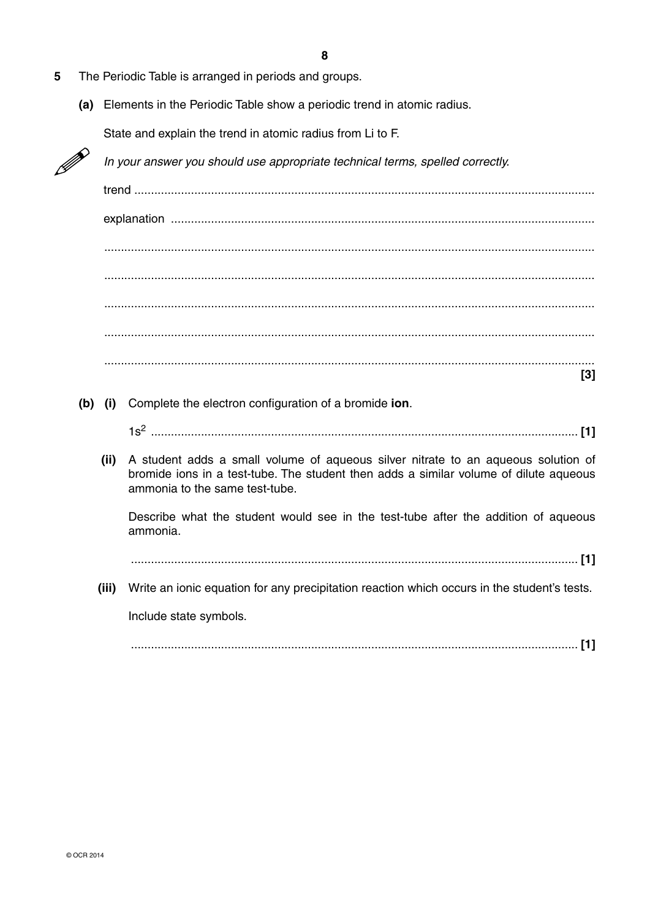**5** The Periodic Table is arranged in periods and groups.

**(a)** Elements in the Periodic Table show a periodic trend in atomic radius.

State and explain the trend in atomic radius from Li to F.

*In your answer you should use appropriate technical terms, spelled correctly.*

trend ..........................................................................................................................................

explanation ...............................................................................................................................

...................................................................................................................................................

...................................................................................................................................................

...................................................................................................................................................

...................................................................................................................................................

................................................................................................................................................... **[3]**

**(b) (i)** Complete the electron configuration of a bromide **ion**.

$1s^2$ ................................................................................................................................ **[1]**

**(ii)** A student adds a small volume of aqueous silver nitrate to an aqueous solution of bromide ions in a test-tube. The student then adds a similar volume of dilute aqueous ammonia to the same test-tube.

Describe what the student would see in the test-tube after the addition of aqueous ammonia.

...................................................................................................................................... **[1]**

**(iii)** Write an ionic equation for any precipitation reaction which occurs in the student's tests.

Include state symbols.

...................................................................................................................................... **[1]**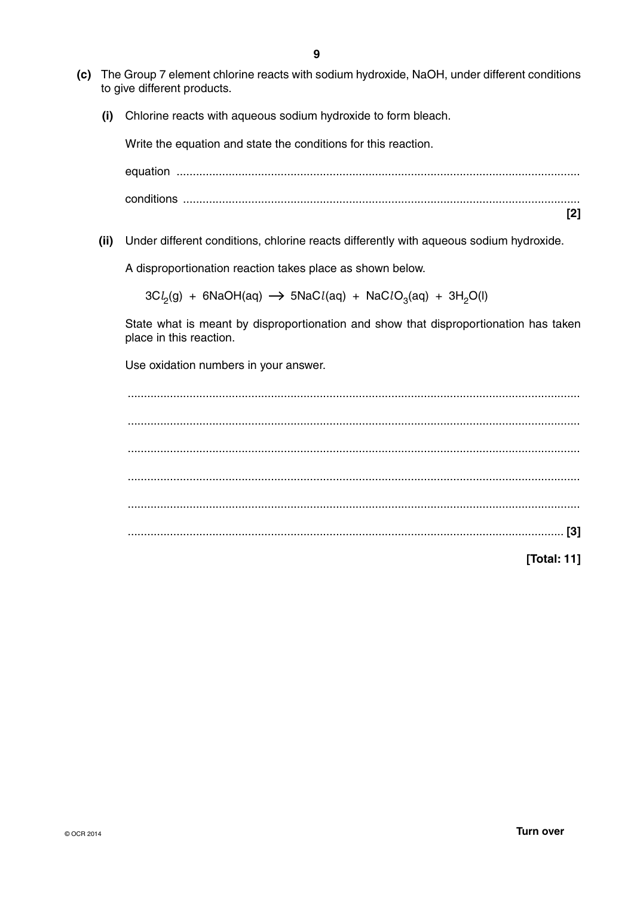**(c)** The Group 7 element chlorine reacts with sodium hydroxide, NaOH, under different conditions to give different products.

**(i)** Chlorine reacts with aqueous sodium hydroxide to form bleach.

Write the equation and state the conditions for this reaction.

equation ...........................................................................................................................

conditions .........................................................................................................................

**[2]**

**(ii)** Under different conditions, chlorine reacts differently with aqueous sodium hydroxide.

A disproportionation reaction takes place as shown below.

$$3Cl_2(g) + 6NaOH(aq) \rightarrow 5NaCl(aq) + NaClO_3(aq) + 3H_2O(l)$$

State what is meant by disproportionation and show that disproportionation has taken place in this reaction.

Use oxidation numbers in your answer.

.........................................................................................................................................

.........................................................................................................................................

.........................................................................................................................................

.........................................................................................................................................

.........................................................................................................................................

......................................................................................................................................... **[3]**

**[Total: 11]**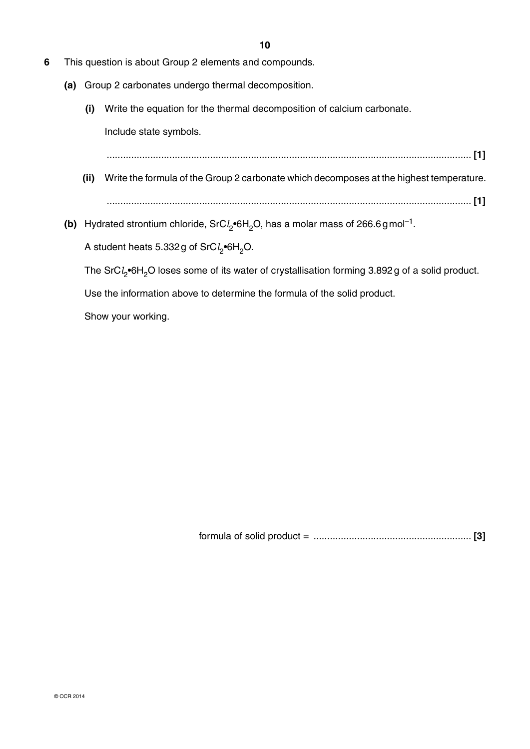**6** This question is about Group 2 elements and compounds.

**(a)** Group 2 carbonates undergo thermal decomposition.

**(i)** Write the equation for the thermal decomposition of calcium carbonate.

Include state symbols.

...................................................................................................................................... **[1]**

**(ii)** Write the formula of the Group 2 carbonate which decomposes at the highest temperature.

...................................................................................................................................... **[1]**

**(b)** Hydrated strontium chloride, $SrCl_2•6H_2O$, has a molar mass of $266.6\,g\,mol^{-1}$.

A student heats 5.332 g of $SrCl_2•6H_2O$.

The $SrCl_2•6H_2O$ loses some of its water of crystallisation forming 3.892 g of a solid product.

Use the information above to determine the formula of the solid product.

Show your working.

formula of solid product = .......................................................... **[3]**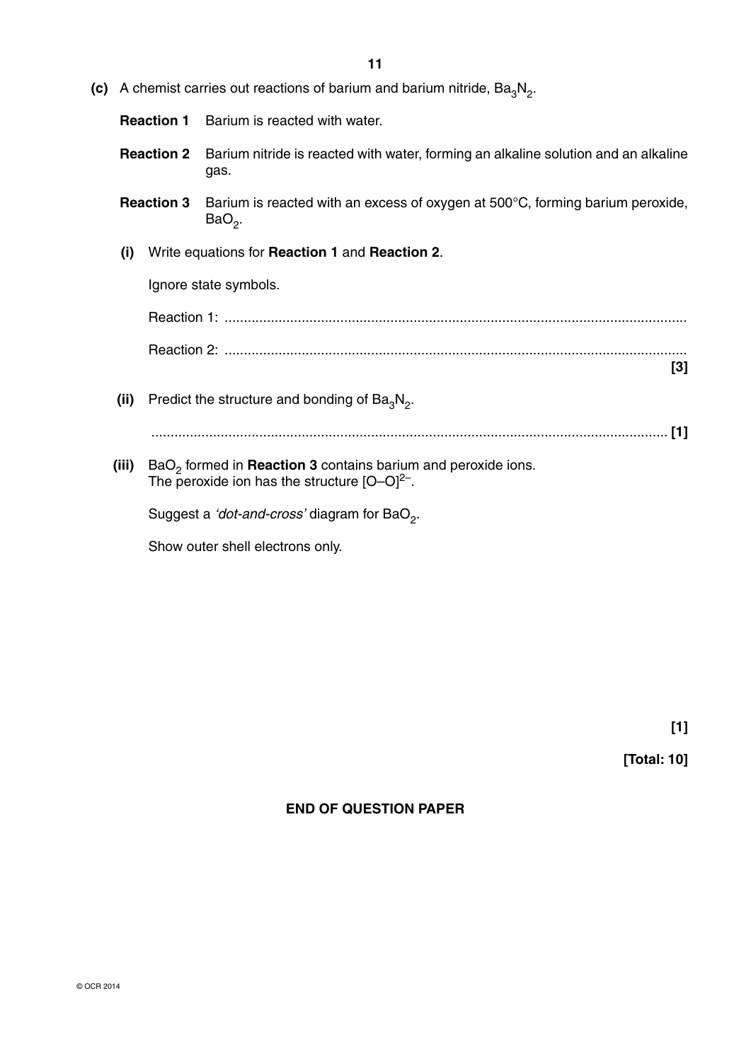**(c)** A chemist carries out reactions of barium and barium nitride, $Ba_3N_2$.

**Reaction 1** Barium is reacted with water.

**Reaction 2** Barium nitride is reacted with water, forming an alkaline solution and an alkaline gas.

**Reaction 3** Barium is reacted with an excess of oxygen at 500°C, forming barium peroxide, $BaO_2$.

**(i)** Write equations for **Reaction 1** and **Reaction 2**.

Ignore state symbols.

Reaction 1: ..........................................................................................................................

Reaction 2: .......................................................................................................................... **[3]**

**(ii)** Predict the structure and bonding of $Ba_3N_2$.

.......................................................................................................................................... **[1]**

**(iii)** $BaO_2$ formed in **Reaction 3** contains barium and peroxide ions.
The peroxide ion has the structure $[O–O]^{2-}$.

Suggest a *'dot-and-cross'* diagram for $BaO_2$.

Show outer shell electrons only.

**[1]**

**[Total: 10]**

**END OF QUESTION PAPER**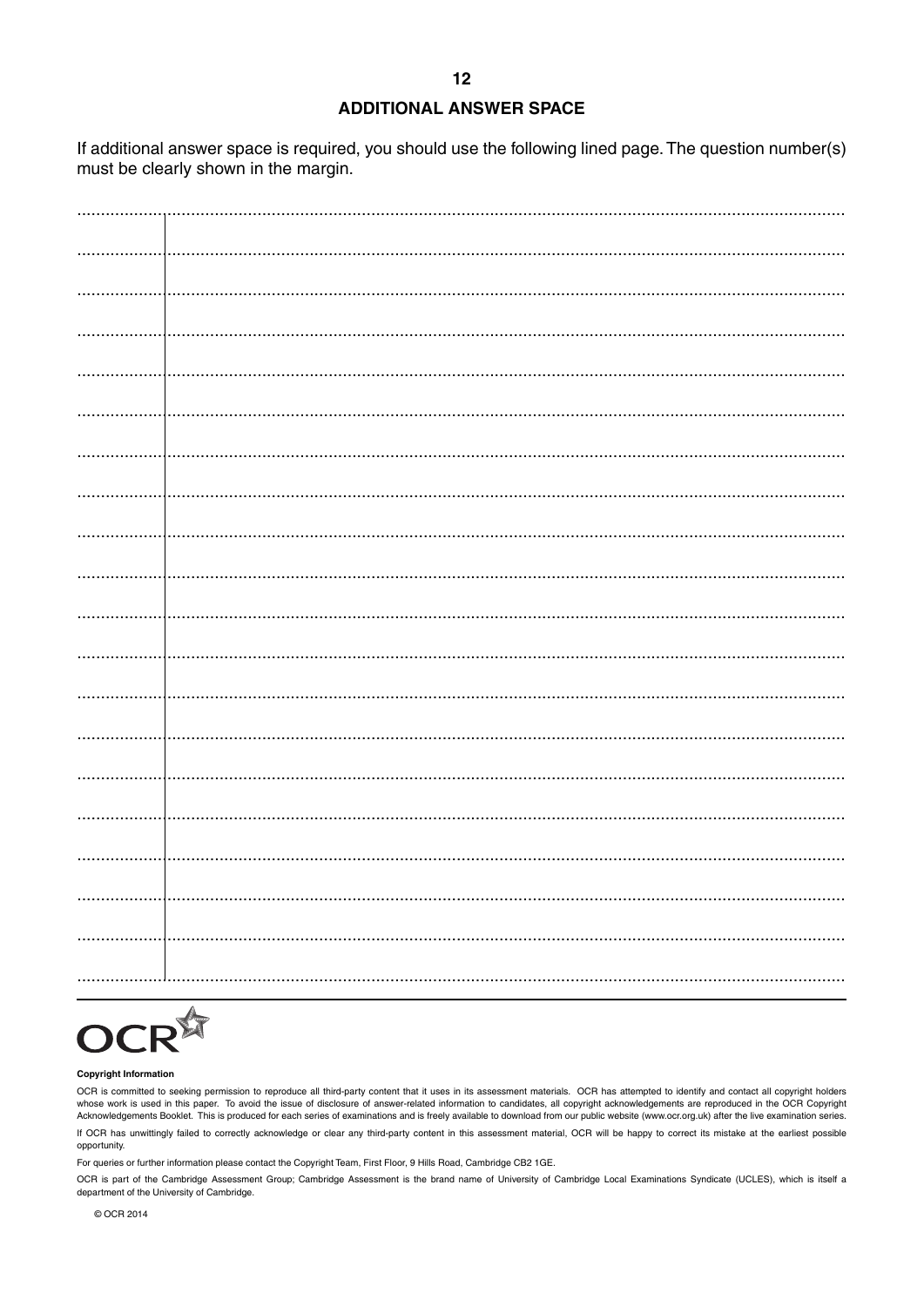## ADDITIONAL ANSWER SPACE

If additional answer space is required, you should use the following lined page. The question number(s) must be clearly shown in the margin.

OCR

**Copyright Information**

OCR is committed to seeking permission to reproduce all third-party content that it uses in its assessment materials. OCR has attempted to identify and contact all copyright holders whose work is used in this paper. To avoid the issue of disclosure of answer-related information to candidates, all copyright acknowledgements are reproduced in the OCR Copyright Acknowledgements Booklet. This is produced for each series of examinations and is freely available to download from our public website (www.ocr.org.uk) after the live examination series.

If OCR has unwittingly failed to correctly acknowledge or clear any third-party content in this assessment material, OCR will be happy to correct its mistake at the earliest possible opportunity.

For queries or further information please contact the Copyright Team, First Floor, 9 Hills Road, Cambridge CB2 1GE.

OCR is part of the Cambridge Assessment Group; Cambridge Assessment is the brand name of University of Cambridge Local Examinations Syndicate (UCLES), which is itself a department of the University of Cambridge.

© OCR 2014